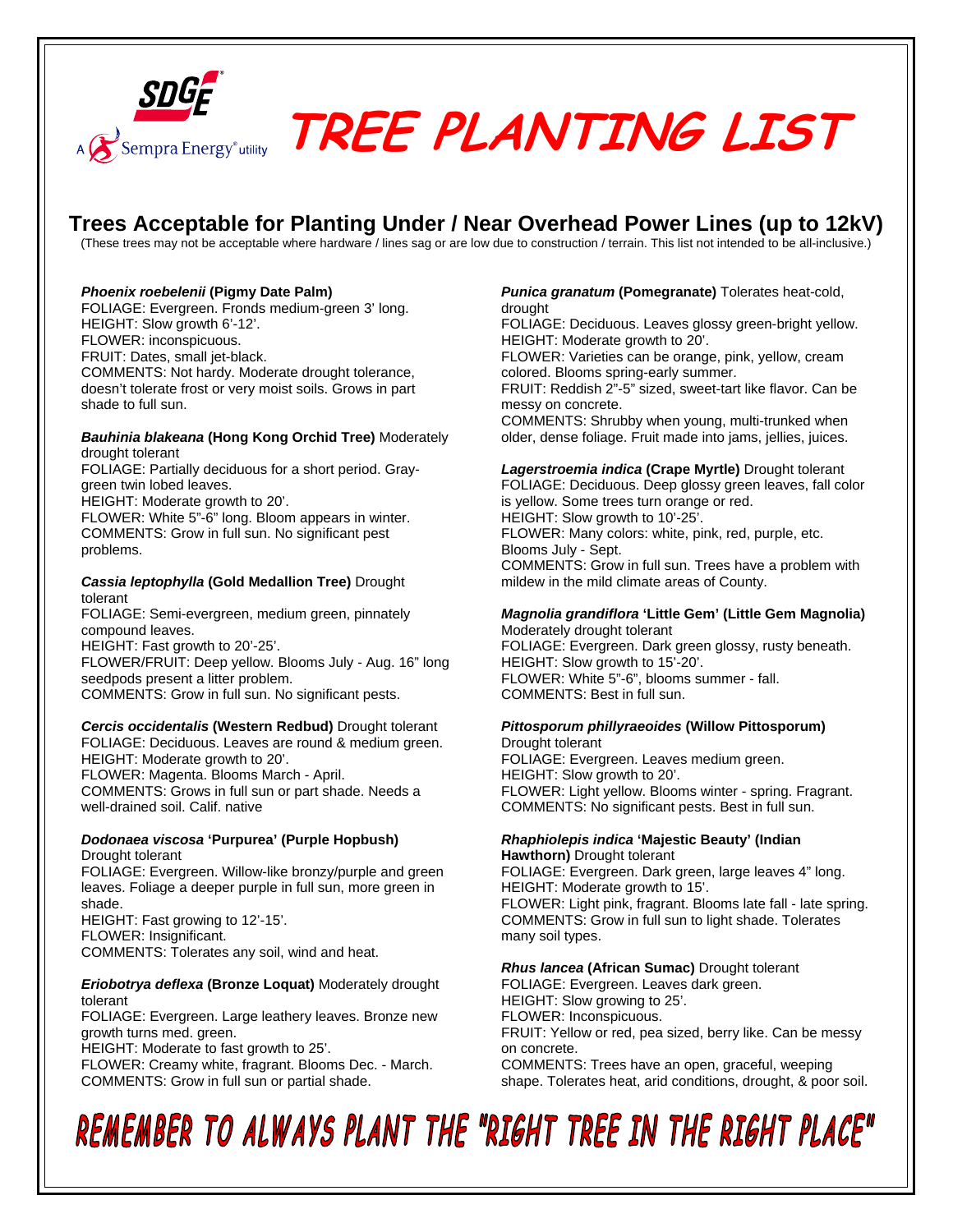# TREE PLANTING LIST

## Trees Acceptable for Planting Under / Near Overhead Power Lines (up to 12kV)

(These trees may not be acceptable where hardware / lines sag or are low due to construction / terrain. This list not intended to be all-inclusive.)

***Phoenix roebelenii* (Pigmy Date Palm)**
FOLIAGE: Evergreen. Fronds medium-green 3' long.
HEIGHT: Slow growth 6'-12'.
FLOWER: inconspicuous.
FRUIT: Dates, small jet-black.
COMMENTS: Not hardy. Moderate drought tolerance, doesn't tolerate frost or very moist soils. Grows in part shade to full sun.

***Bauhinia blakeana* (Hong Kong Orchid Tree)** Moderately drought tolerant
FOLIAGE: Partially deciduous for a short period. Gray-green twin lobed leaves.
HEIGHT: Moderate growth to 20'.
FLOWER: White 5"-6" long. Bloom appears in winter.
COMMENTS: Grow in full sun. No significant pest problems.

***Cassia leptophylla* (Gold Medallion Tree)** Drought tolerant
FOLIAGE: Semi-evergreen, medium green, pinnately compound leaves.
HEIGHT: Fast growth to 20'-25'.
FLOWER/FRUIT: Deep yellow. Blooms July - Aug. 16" long seedpods present a litter problem.
COMMENTS: Grow in full sun. No significant pests.

***Cercis occidentalis* (Western Redbud)** Drought tolerant
FOLIAGE: Deciduous. Leaves are round & medium green.
HEIGHT: Moderate growth to 20'.
FLOWER: Magenta. Blooms March - April.
COMMENTS: Grows in full sun or part shade. Needs a well-drained soil. Calif. native

***Dodonaea viscosa* 'Purpurea' (Purple Hopbush)** Drought tolerant
FOLIAGE: Evergreen. Willow-like bronzy/purple and green leaves. Foliage a deeper purple in full sun, more green in shade.
HEIGHT: Fast growing to 12'-15'.
FLOWER: Insignificant.
COMMENTS: Tolerates any soil, wind and heat.

***Eriobotrya deflexa* (Bronze Loquat)** Moderately drought tolerant
FOLIAGE: Evergreen. Large leathery leaves. Bronze new growth turns med. green.
HEIGHT: Moderate to fast growth to 25'.
FLOWER: Creamy white, fragrant. Blooms Dec. - March.
COMMENTS: Grow in full sun or partial shade.

***Punica granatum* (Pomegranate)** Tolerates heat-cold, drought
FOLIAGE: Deciduous. Leaves glossy green-bright yellow.
HEIGHT: Moderate growth to 20'.
FLOWER: Varieties can be orange, pink, yellow, cream colored. Blooms spring-early summer.
FRUIT: Reddish 2"-5" sized, sweet-tart like flavor. Can be messy on concrete.
COMMENTS: Shrubby when young, multi-trunked when older, dense foliage. Fruit made into jams, jellies, juices.

***Lagerstroemia indica* (Crape Myrtle)** Drought tolerant
FOLIAGE: Deciduous. Deep glossy green leaves, fall color is yellow. Some trees turn orange or red.
HEIGHT: Slow growth to 10'-25'.
FLOWER: Many colors: white, pink, red, purple, etc. Blooms July - Sept.
COMMENTS: Grow in full sun. Trees have a problem with mildew in the mild climate areas of County.

***Magnolia grandiflora* 'Little Gem' (Little Gem Magnolia)** Moderately drought tolerant
FOLIAGE: Evergreen. Dark green glossy, rusty beneath.
HEIGHT: Slow growth to 15'-20'.
FLOWER: White 5"-6", blooms summer - fall.
COMMENTS: Best in full sun.

***Pittosporum phillyraeoides* (Willow Pittosporum)** Drought tolerant
FOLIAGE: Evergreen. Leaves medium green.
HEIGHT: Slow growth to 20'.
FLOWER: Light yellow. Blooms winter - spring. Fragrant.
COMMENTS: No significant pests. Best in full sun.

***Rhaphiolepis indica* 'Majestic Beauty' (Indian Hawthorn)** Drought tolerant
FOLIAGE: Evergreen. Dark green, large leaves 4" long.
HEIGHT: Moderate growth to 15'.
FLOWER: Light pink, fragrant. Blooms late fall - late spring.
COMMENTS: Grow in full sun to light shade. Tolerates many soil types.

***Rhus lancea* (African Sumac)** Drought tolerant
FOLIAGE: Evergreen. Leaves dark green.
HEIGHT: Slow growing to 25'.
FLOWER: Inconspicuous.
FRUIT: Yellow or red, pea sized, berry like. Can be messy on concrete.
COMMENTS: Trees have an open, graceful, weeping shape. Tolerates heat, arid conditions, drought, & poor soil.

**REMEMBER TO ALWAYS PLANT THE "RIGHT TREE IN THE RIGHT PLACE"**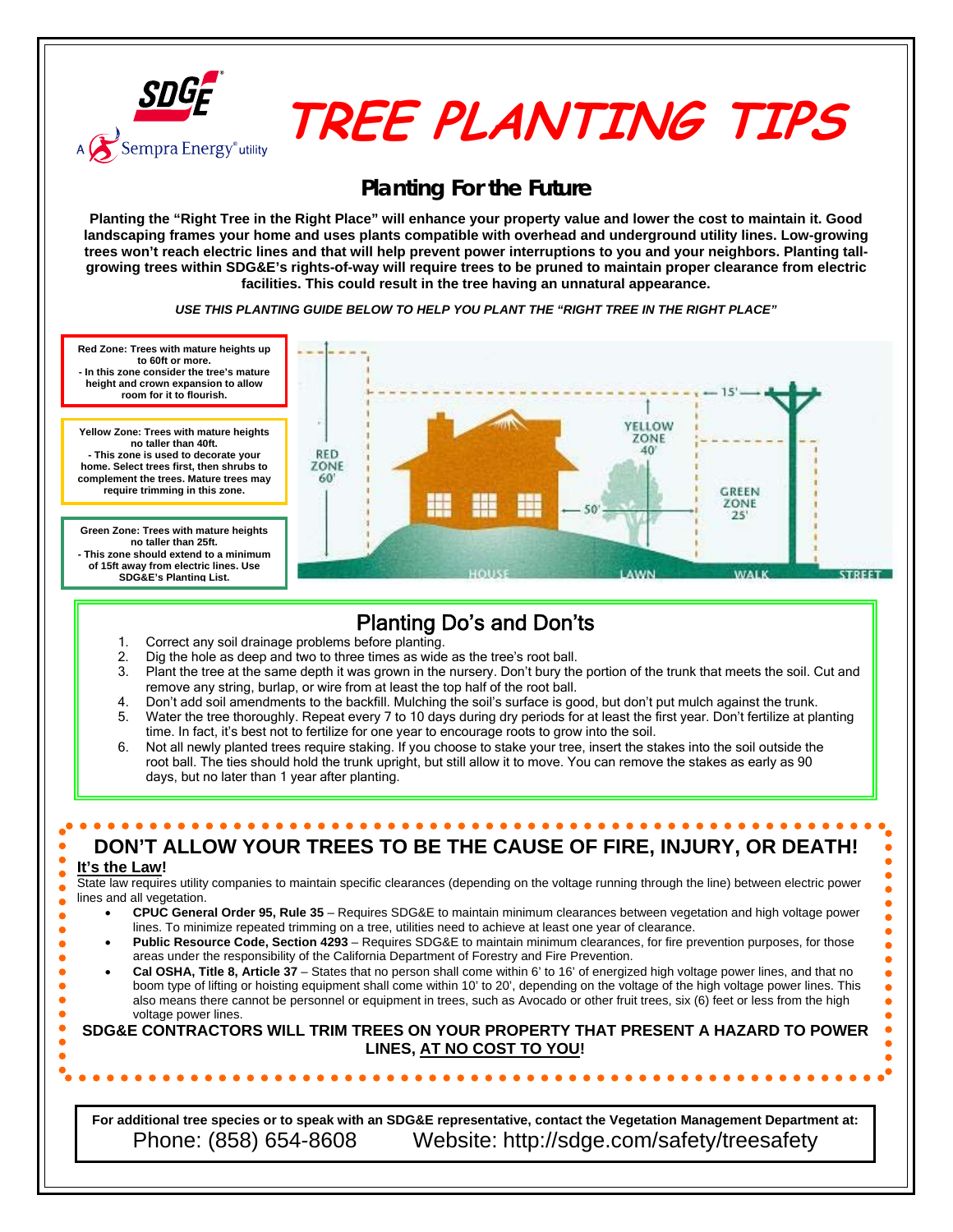SDGE

A Sempra Energy utility

# TREE PLANTING TIPS

## Planting For the Future

**Planting the "Right Tree in the Right Place" will enhance your property value and lower the cost to maintain it. Good landscaping frames your home and uses plants compatible with overhead and underground utility lines. Low-growing trees won't reach electric lines and that will help prevent power interruptions to you and your neighbors. Planting tall-growing trees within SDG&E's rights-of-way will require trees to be pruned to maintain proper clearance from electric facilities. This could result in the tree having an unnatural appearance.**

***USE THIS PLANTING GUIDE BELOW TO HELP YOU PLANT THE "RIGHT TREE IN THE RIGHT PLACE"***

**Red Zone: Trees with mature heights up to 60ft or more.**
**- In this zone consider the tree's mature height and crown expansion to allow room for it to flourish.**

**Yellow Zone: Trees with mature heights no taller than 40ft.**
**- This zone is used to decorate your home. Select trees first, then shrubs to complement the trees. Mature trees may require trimming in this zone.**

**Green Zone: Trees with mature heights no taller than 25ft.**
**- This zone should extend to a minimum of 15ft away from electric lines. Use SDG&E's Planting List.**

RED ZONE 60'

YELLOW ZONE 40'

GREEN ZONE 25'

15'

50'

HOUSE

LAWN

WALK

STREET

## Planting Do's and Don'ts

1. Correct any soil drainage problems before planting.
2. Dig the hole as deep and two to three times as wide as the tree's root ball.
3. Plant the tree at the same depth it was grown in the nursery. Don't bury the portion of the trunk that meets the soil. Cut and remove any string, burlap, or wire from at least the top half of the root ball.
4. Don't add soil amendments to the backfill. Mulching the soil's surface is good, but don't put mulch against the trunk.
5. Water the tree thoroughly. Repeat every 7 to 10 days during dry periods for at least the first year. Don't fertilize at planting time. In fact, it's best not to fertilize for one year to encourage roots to grow into the soil.
6. Not all newly planted trees require staking. If you choose to stake your tree, insert the stakes into the soil outside the root ball. The ties should hold the trunk upright, but still allow it to move. You can remove the stakes as early as 90 days, but no later than 1 year after planting.

## DON'T ALLOW YOUR TREES TO BE THE CAUSE OF FIRE, INJURY, OR DEATH!

**It's the Law!**

State law requires utility companies to maintain specific clearances (depending on the voltage running through the line) between electric power lines and all vegetation.

- **CPUC General Order 95, Rule 35** – Requires SDG&E to maintain minimum clearances between vegetation and high voltage power lines. To minimize repeated trimming on a tree, utilities need to achieve at least one year of clearance.
- **Public Resource Code, Section 4293** – Requires SDG&E to maintain minimum clearances, for fire prevention purposes, for those areas under the responsibility of the California Department of Forestry and Fire Prevention.
- **Cal OSHA, Title 8, Article 37** – States that no person shall come within 6' to 16' of energized high voltage power lines, and that no boom type of lifting or hoisting equipment shall come within 10' to 20', depending on the voltage of the high voltage power lines. This also means there cannot be personnel or equipment in trees, such as Avocado or other fruit trees, six (6) feet or less from the high voltage power lines.

**SDG&E CONTRACTORS WILL TRIM TREES ON YOUR PROPERTY THAT PRESENT A HAZARD TO POWER LINES, AT NO COST TO YOU!**

**For additional tree species or to speak with an SDG&E representative, contact the Vegetation Management Department at:**

Phone: (858) 654-8608 Website: http://sdge.com/safety/treesafety